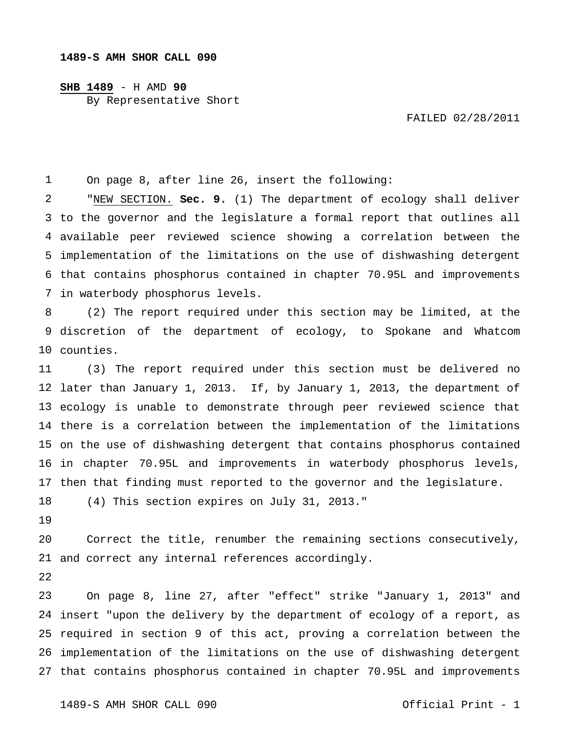**1489-S AMH SHOR CALL 090**

**SHB 1489** - H AMD **90**
By Representative Short

FAILED 02/28/2011

On page 8, after line 26, insert the following:

"NEW SECTION. **Sec. 9.** (1) The department of ecology shall deliver to the governor and the legislature a formal report that outlines all available peer reviewed science showing a correlation between the implementation of the limitations on the use of dishwashing detergent that contains phosphorus contained in chapter 70.95L and improvements in waterbody phosphorus levels.

(2) The report required under this section may be limited, at the discretion of the department of ecology, to Spokane and Whatcom counties.

(3) The report required under this section must be delivered no later than January 1, 2013. If, by January 1, 2013, the department of ecology is unable to demonstrate through peer reviewed science that there is a correlation between the implementation of the limitations on the use of dishwashing detergent that contains phosphorus contained in chapter 70.95L and improvements in waterbody phosphorus levels, then that finding must reported to the governor and the legislature.

(4) This section expires on July 31, 2013."

Correct the title, renumber the remaining sections consecutively, and correct any internal references accordingly.

On page 8, line 27, after "effect" strike "January 1, 2013" and insert "upon the delivery by the department of ecology of a report, as required in section 9 of this act, proving a correlation between the implementation of the limitations on the use of dishwashing detergent that contains phosphorus contained in chapter 70.95L and improvements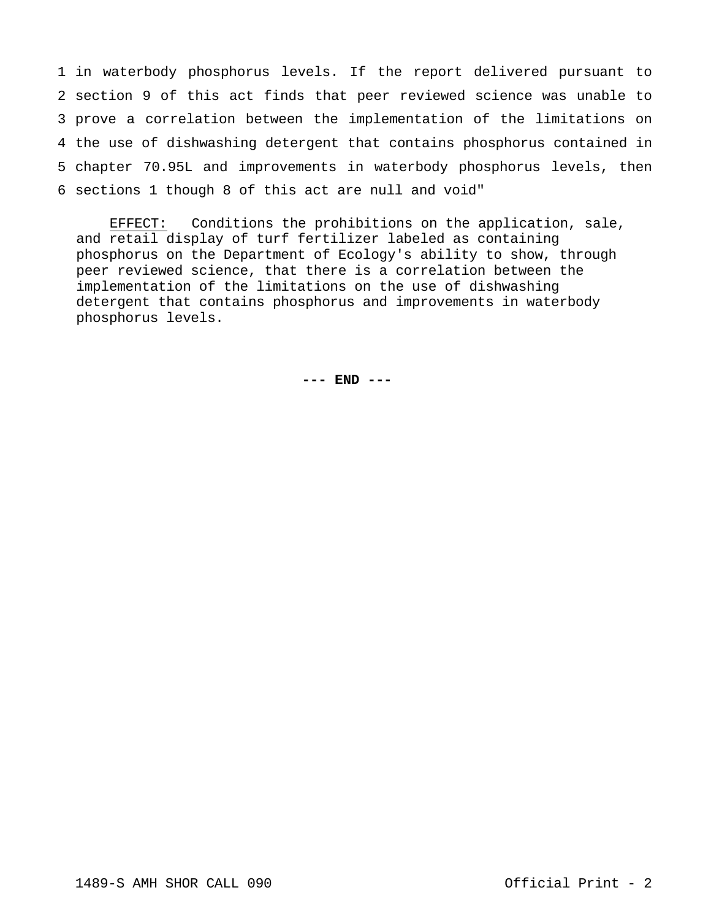in waterbody phosphorus levels. If the report delivered pursuant to section 9 of this act finds that peer reviewed science was unable to prove a correlation between the implementation of the limitations on the use of dishwashing detergent that contains phosphorus contained in chapter 70.95L and improvements in waterbody phosphorus levels, then sections 1 though 8 of this act are null and void"

EFFECT: Conditions the prohibitions on the application, sale, and retail display of turf fertilizer labeled as containing phosphorus on the Department of Ecology's ability to show, through peer reviewed science, that there is a correlation between the implementation of the limitations on the use of dishwashing detergent that contains phosphorus and improvements in waterbody phosphorus levels.

**--- END ---**